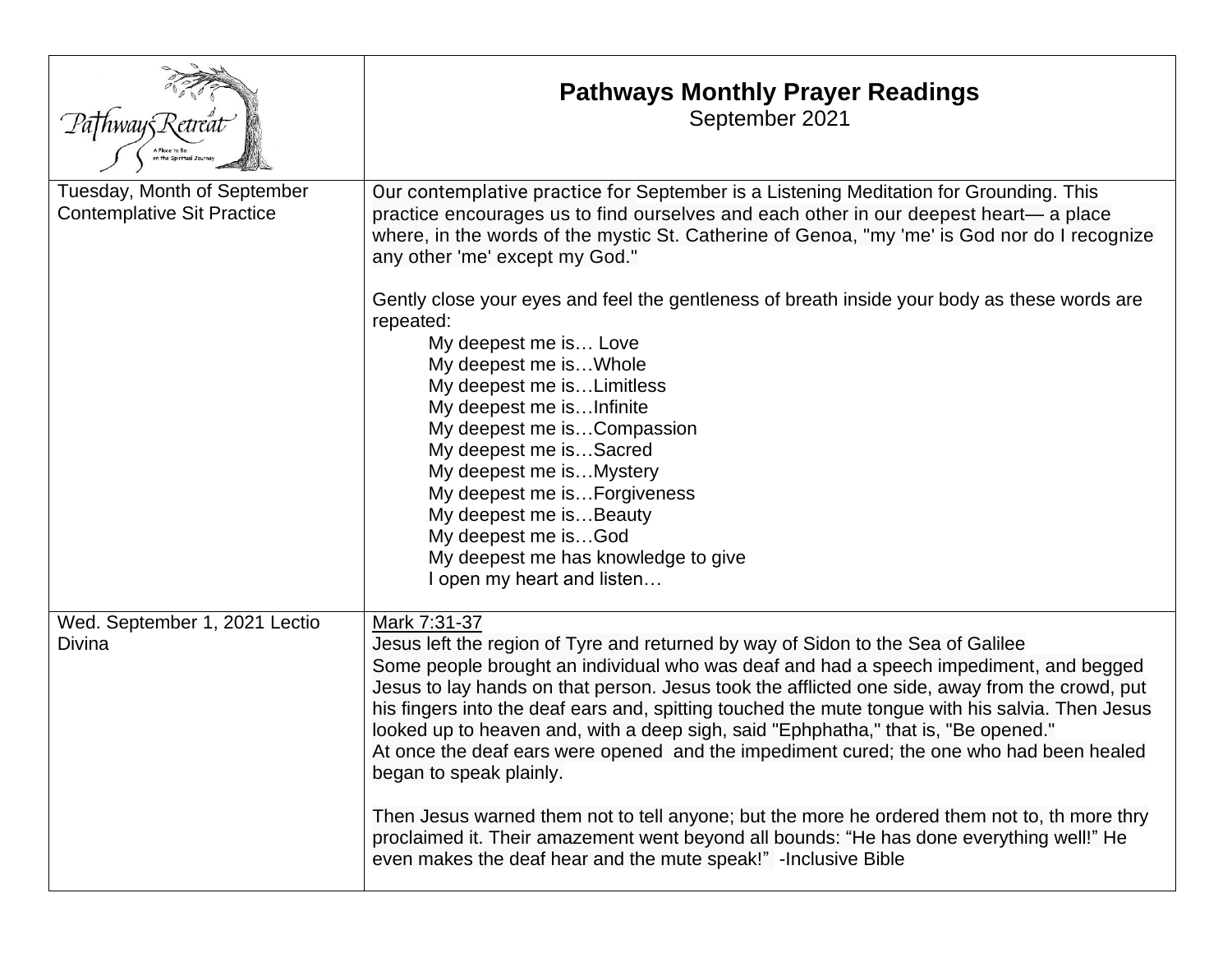| Pathways Retreat — A Place to Be on the Spiritual Journey | **Pathways Monthly Prayer Readings**<br>September 2021 |
|---|---|
| Tuesday, Month of September Contemplative Sit Practice | Our contemplative practice for September is a Listening Meditation for Grounding. This practice encourages us to find ourselves and each other in our deepest heart— a place where, in the words of the mystic St. Catherine of Genoa, "my 'me' is God nor do I recognize any other 'me' except my God."<br><br>Gently close your eyes and feel the gentleness of breath inside your body as these words are repeated:<br>My deepest me is… Love<br>My deepest me is…Whole<br>My deepest me is…Limitless<br>My deepest me is…Infinite<br>My deepest me is…Compassion<br>My deepest me is…Sacred<br>My deepest me is…Mystery<br>My deepest me is…Forgiveness<br>My deepest me is…Beauty<br>My deepest me is…God<br>My deepest me has knowledge to give<br>I open my heart and listen… |
| Wed. September 1, 2021 Lectio Divina | Mark 7:31-37<br>Jesus left the region of Tyre and returned by way of Sidon to the Sea of Galilee<br>Some people brought an individual who was deaf and had a speech impediment, and begged Jesus to lay hands on that person. Jesus took the afflicted one side, away from the crowd, put his fingers into the deaf ears and, spitting touched the mute tongue with his salvia. Then Jesus looked up to heaven and, with a deep sigh, said "Ephphatha," that is, "Be opened."<br>At once the deaf ears were opened and the impediment cured; the one who had been healed began to speak plainly.<br><br>Then Jesus warned them not to tell anyone; but the more he ordered them not to, th more thry proclaimed it. Their amazement went beyond all bounds: "He has done everything well!" He even makes the deaf hear and the mute speak!" -Inclusive Bible |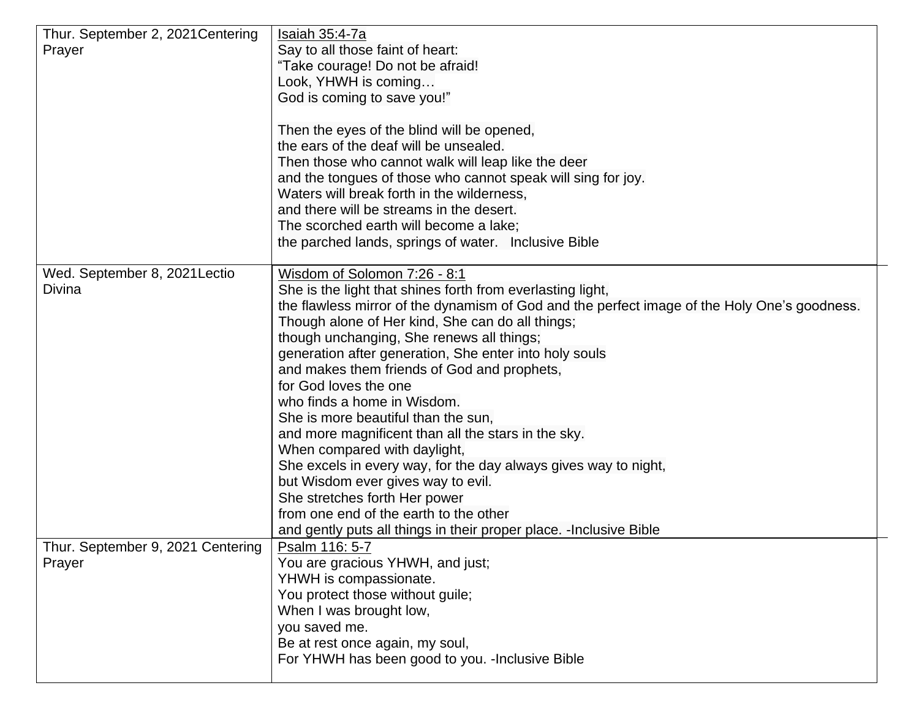| Thur. September 2, 2021Centering Prayer | <u>Isaiah 35:4-7a</u><br>Say to all those faint of heart:<br>"Take courage! Do not be afraid!<br>Look, YHWH is coming…<br>God is coming to save you!"<br><br>Then the eyes of the blind will be opened,<br>the ears of the deaf will be unsealed.<br>Then those who cannot walk will leap like the deer<br>and the tongues of those who cannot speak will sing for joy.<br>Waters will break forth in the wilderness,<br>and there will be streams in the desert.<br>The scorched earth will become a lake;<br>the parched lands, springs of water.   Inclusive Bible |
|---|---|
| Wed. September 8, 2021Lectio Divina | <u>Wisdom of Solomon 7:26 - 8:1</u><br>She is the light that shines forth from everlasting light,<br>the flawless mirror of the dynamism of God and the perfect image of the Holy One's goodness.<br>Though alone of Her kind, She can do all things;<br>though unchanging, She renews all things;<br>generation after generation, She enter into holy souls<br>and makes them friends of God and prophets,<br>for God loves the one<br>who finds a home in Wisdom.<br>She is more beautiful than the sun,<br>and more magnificent than all the stars in the sky.<br>When compared with daylight,<br>She excels in every way, for the day always gives way to night,<br>but Wisdom ever gives way to evil.<br>She stretches forth Her power<br>from one end of the earth to the other<br>and gently puts all things in their proper place. -Inclusive Bible |
| Thur. September 9, 2021 Centering Prayer | <u>Psalm 116: 5-7</u><br>You are gracious YHWH, and just;<br>YHWH is compassionate.<br>You protect those without guile;<br>When I was brought low,<br>you saved me.<br>Be at rest once again, my soul,<br>For YHWH has been good to you. -Inclusive Bible |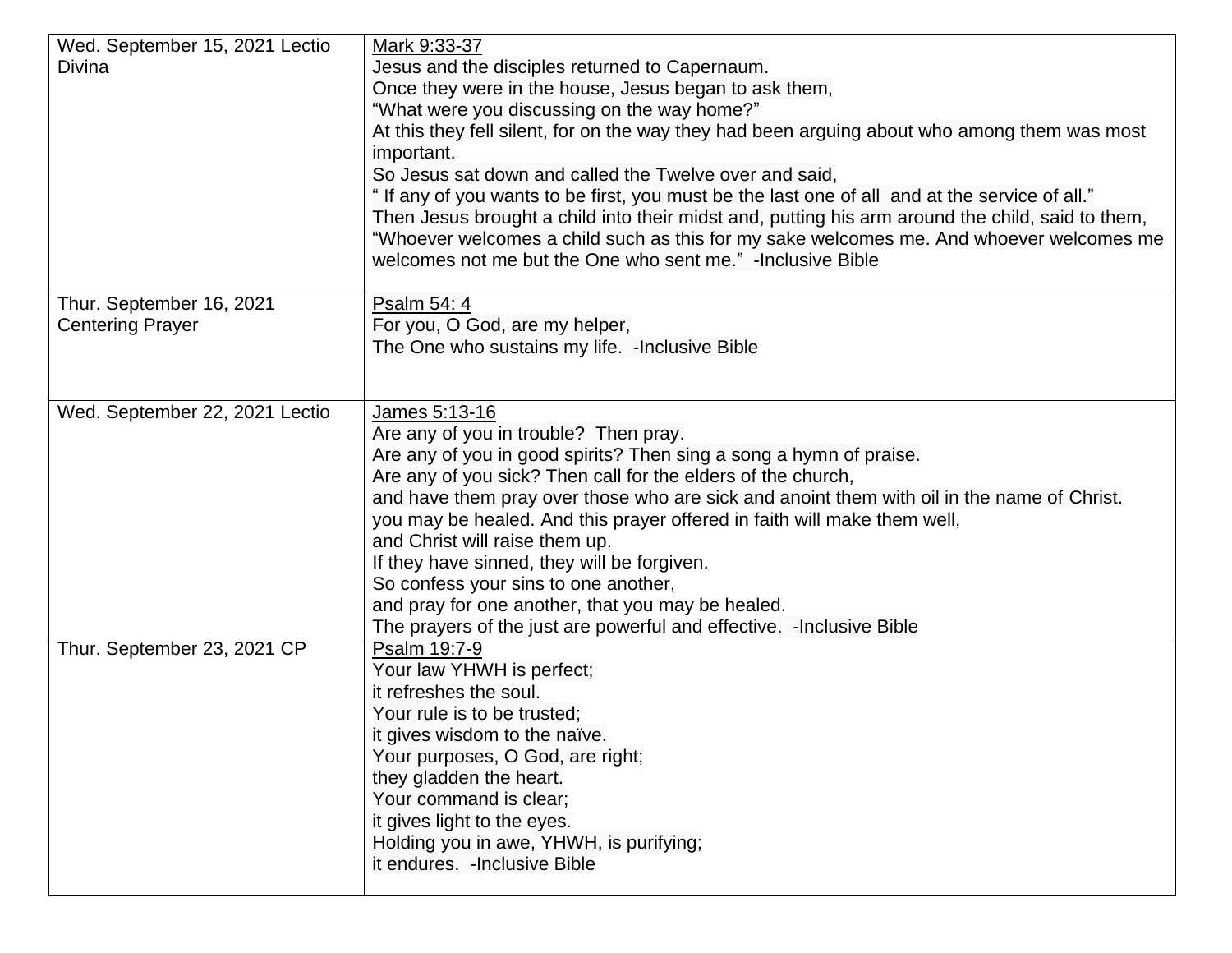| Wed. September 15, 2021 Lectio Divina | Mark 9:33-37<br>Jesus and the disciples returned to Capernaum.<br>Once they were in the house, Jesus began to ask them,<br>“What were you discussing on the way home?”<br>At this they fell silent, for on the way they had been arguing about who among them was most important.<br>So Jesus sat down and called the Twelve over and said,<br>“ If any of you wants to be first, you must be the last one of all and at the service of all.”<br>Then Jesus brought a child into their midst and, putting his arm around the child, said to them,<br>“Whoever welcomes a child such as this for my sake welcomes me. And whoever welcomes me welcomes not me but the One who sent me.” -Inclusive Bible |
|---|---|
| Thur. September 16, 2021 Centering Prayer | Psalm 54: 4<br>For you, O God, are my helper,<br>The One who sustains my life. -Inclusive Bible |
| Wed. September 22, 2021 Lectio | James 5:13-16<br>Are any of you in trouble? Then pray.<br>Are any of you in good spirits? Then sing a song a hymn of praise.<br>Are any of you sick? Then call for the elders of the church,<br>and have them pray over those who are sick and anoint them with oil in the name of Christ.<br>you may be healed. And this prayer offered in faith will make them well,<br>and Christ will raise them up.<br>If they have sinned, they will be forgiven.<br>So confess your sins to one another,<br>and pray for one another, that you may be healed.<br>The prayers of the just are powerful and effective. -Inclusive Bible |
| Thur. September 23, 2021 CP | Psalm 19:7-9<br>Your law YHWH is perfect;<br>it refreshes the soul.<br>Your rule is to be trusted;<br>it gives wisdom to the naïve.<br>Your purposes, O God, are right;<br>they gladden the heart.<br>Your command is clear;<br>it gives light to the eyes.<br>Holding you in awe, YHWH, is purifying;<br>it endures. -Inclusive Bible |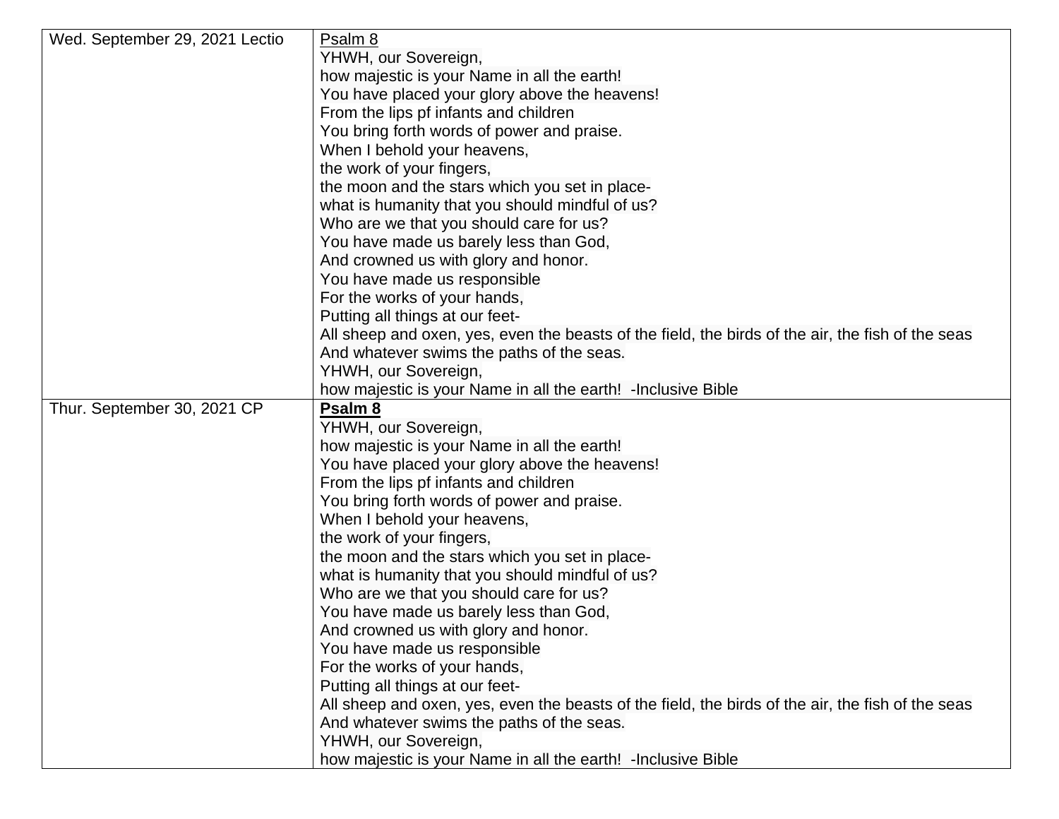| | |
|---|---|
| Wed. September 29, 2021 Lectio | Psalm 8<br>YHWH, our Sovereign,<br>how majestic is your Name in all the earth!<br>You have placed your glory above the heavens!<br>From the lips pf infants and children<br>You bring forth words of power and praise.<br>When I behold your heavens,<br>the work of your fingers,<br>the moon and the stars which you set in place-<br>what is humanity that you should mindful of us?<br>Who are we that you should care for us?<br>You have made us barely less than God,<br>And crowned us with glory and honor.<br>You have made us responsible<br>For the works of your hands,<br>Putting all things at our feet-<br>All sheep and oxen, yes, even the beasts of the field, the birds of the air, the fish of the seas<br>And whatever swims the paths of the seas.<br>YHWH, our Sovereign,<br>how majestic is your Name in all the earth! -Inclusive Bible |
| Thur. September 30, 2021 CP | **Psalm 8**<br>YHWH, our Sovereign,<br>how majestic is your Name in all the earth!<br>You have placed your glory above the heavens!<br>From the lips pf infants and children<br>You bring forth words of power and praise.<br>When I behold your heavens,<br>the work of your fingers,<br>the moon and the stars which you set in place-<br>what is humanity that you should mindful of us?<br>Who are we that you should care for us?<br>You have made us barely less than God,<br>And crowned us with glory and honor.<br>You have made us responsible<br>For the works of your hands,<br>Putting all things at our feet-<br>All sheep and oxen, yes, even the beasts of the field, the birds of the air, the fish of the seas<br>And whatever swims the paths of the seas.<br>YHWH, our Sovereign,<br>how majestic is your Name in all the earth! -Inclusive Bible |